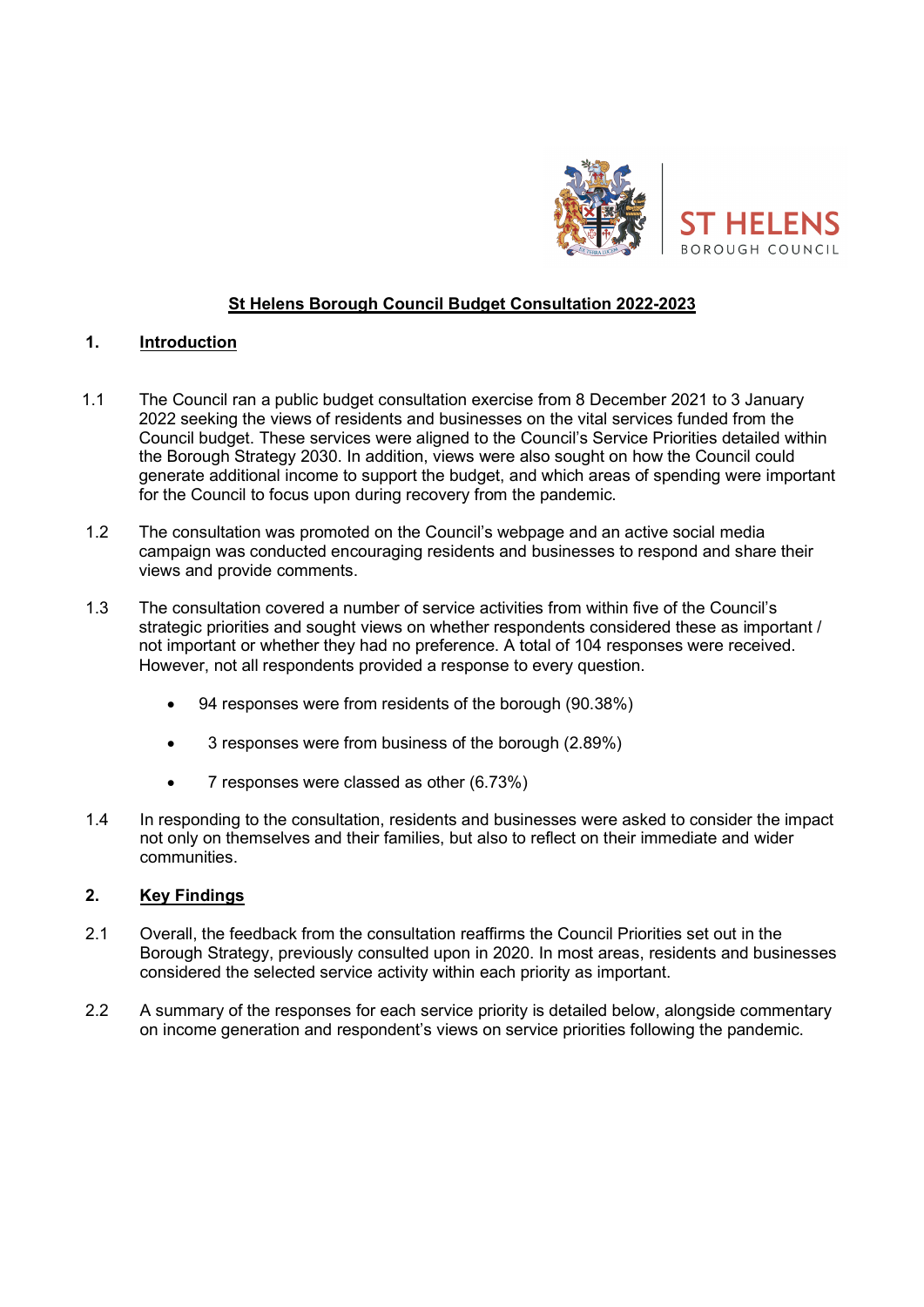ST HELENS BOROUGH COUNCIL

# St Helens Borough Council Budget Consultation 2022-2023

## 1. Introduction

1.1 The Council ran a public budget consultation exercise from 8 December 2021 to 3 January 2022 seeking the views of residents and businesses on the vital services funded from the Council budget. These services were aligned to the Council's Service Priorities detailed within the Borough Strategy 2030. In addition, views were also sought on how the Council could generate additional income to support the budget, and which areas of spending were important for the Council to focus upon during recovery from the pandemic.

1.2 The consultation was promoted on the Council's webpage and an active social media campaign was conducted encouraging residents and businesses to respond and share their views and provide comments.

1.3 The consultation covered a number of service activities from within five of the Council's strategic priorities and sought views on whether respondents considered these as important / not important or whether they had no preference. A total of 104 responses were received. However, not all respondents provided a response to every question.

- 94 responses were from residents of the borough (90.38%)
- 3 responses were from business of the borough (2.89%)
- 7 responses were classed as other (6.73%)

1.4 In responding to the consultation, residents and businesses were asked to consider the impact not only on themselves and their families, but also to reflect on their immediate and wider communities.

## 2. Key Findings

2.1 Overall, the feedback from the consultation reaffirms the Council Priorities set out in the Borough Strategy, previously consulted upon in 2020. In most areas, residents and businesses considered the selected service activity within each priority as important.

2.2 A summary of the responses for each service priority is detailed below, alongside commentary on income generation and respondent's views on service priorities following the pandemic.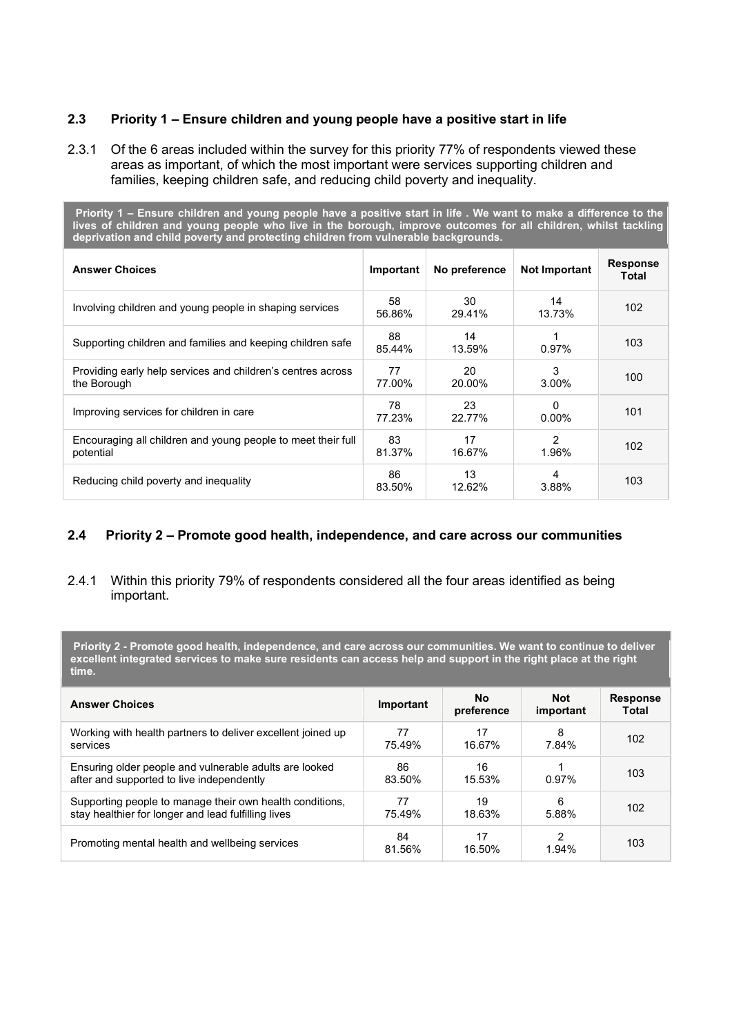## 2.3 Priority 1 – Ensure children and young people have a positive start in life

2.3.1 Of the 6 areas included within the survey for this priority 77% of respondents viewed these areas as important, of which the most important were services supporting children and families, keeping children safe, and reducing child poverty and inequality.

| **Priority 1 – Ensure children and young people have a positive start in life . We want to make a difference to the lives of children and young people who live in the borough, improve outcomes for all children, whilst tackling deprivation and child poverty and protecting children from vulnerable backgrounds.** | | | | |
|---|---|---|---|---|
| **Answer Choices** | **Important** | **No preference** | **Not Important** | **Response Total** |
| Involving children and young people in shaping services | 58<br>56.86% | 30<br>29.41% | 14<br>13.73% | 102 |
| Supporting children and families and keeping children safe | 88<br>85.44% | 14<br>13.59% | 1<br>0.97% | 103 |
| Providing early help services and children's centres across the Borough | 77<br>77.00% | 20<br>20.00% | 3<br>3.00% | 100 |
| Improving services for children in care | 78<br>77.23% | 23<br>22.77% | 0<br>0.00% | 101 |
| Encouraging all children and young people to meet their full potential | 83<br>81.37% | 17<br>16.67% | 2<br>1.96% | 102 |
| Reducing child poverty and inequality | 86<br>83.50% | 13<br>12.62% | 4<br>3.88% | 103 |

## 2.4 Priority 2 – Promote good health, independence, and care across our communities

2.4.1 Within this priority 79% of respondents considered all the four areas identified as being important.

| **Priority 2 - Promote good health, independence, and care across our communities. We want to continue to deliver excellent integrated services to make sure residents can access help and support in the right place at the right time.** | | | | |
|---|---|---|---|---|
| **Answer Choices** | **Important** | **No preference** | **Not important** | **Response Total** |
| Working with health partners to deliver excellent joined up services | 77<br>75.49% | 17<br>16.67% | 8<br>7.84% | 102 |
| Ensuring older people and vulnerable adults are looked after and supported to live independently | 86<br>83.50% | 16<br>15.53% | 1<br>0.97% | 103 |
| Supporting people to manage their own health conditions, stay healthier for longer and lead fulfilling lives | 77<br>75.49% | 19<br>18.63% | 6<br>5.88% | 102 |
| Promoting mental health and wellbeing services | 84<br>81.56% | 17<br>16.50% | 2<br>1.94% | 103 |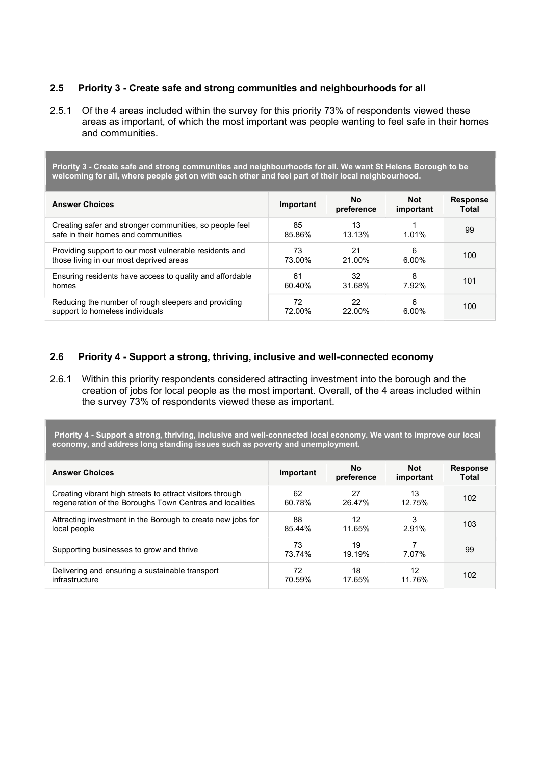## 2.5 Priority 3 - Create safe and strong communities and neighbourhoods for all

2.5.1 Of the 4 areas included within the survey for this priority 73% of respondents viewed these areas as important, of which the most important was people wanting to feel safe in their homes and communities.

| **Priority 3 - Create safe and strong communities and neighbourhoods for all. We want St Helens Borough to be welcoming for all, where people get on with each other and feel part of their local neighbourhood.** | | | | |
|---|---|---|---|---|
| **Answer Choices** | **Important** | **No preference** | **Not important** | **Response Total** |
| Creating safer and stronger communities, so people feel safe in their homes and communities | 85<br>85.86% | 13<br>13.13% | 1<br>1.01% | 99 |
| Providing support to our most vulnerable residents and those living in our most deprived areas | 73<br>73.00% | 21<br>21.00% | 6<br>6.00% | 100 |
| Ensuring residents have access to quality and affordable homes | 61<br>60.40% | 32<br>31.68% | 8<br>7.92% | 101 |
| Reducing the number of rough sleepers and providing support to homeless individuals | 72<br>72.00% | 22<br>22.00% | 6<br>6.00% | 100 |

## 2.6 Priority 4 - Support a strong, thriving, inclusive and well-connected economy

2.6.1 Within this priority respondents considered attracting investment into the borough and the creation of jobs for local people as the most important. Overall, of the 4 areas included within the survey 73% of respondents viewed these as important.

| **Priority 4 - Support a strong, thriving, inclusive and well-connected local economy. We want to improve our local economy, and address long standing issues such as poverty and unemployment.** | | | | |
|---|---|---|---|---|
| **Answer Choices** | **Important** | **No preference** | **Not important** | **Response Total** |
| Creating vibrant high streets to attract visitors through regeneration of the Boroughs Town Centres and localities | 62<br>60.78% | 27<br>26.47% | 13<br>12.75% | 102 |
| Attracting investment in the Borough to create new jobs for local people | 88<br>85.44% | 12<br>11.65% | 3<br>2.91% | 103 |
| Supporting businesses to grow and thrive | 73<br>73.74% | 19<br>19.19% | 7<br>7.07% | 99 |
| Delivering and ensuring a sustainable transport infrastructure | 72<br>70.59% | 18<br>17.65% | 12<br>11.76% | 102 |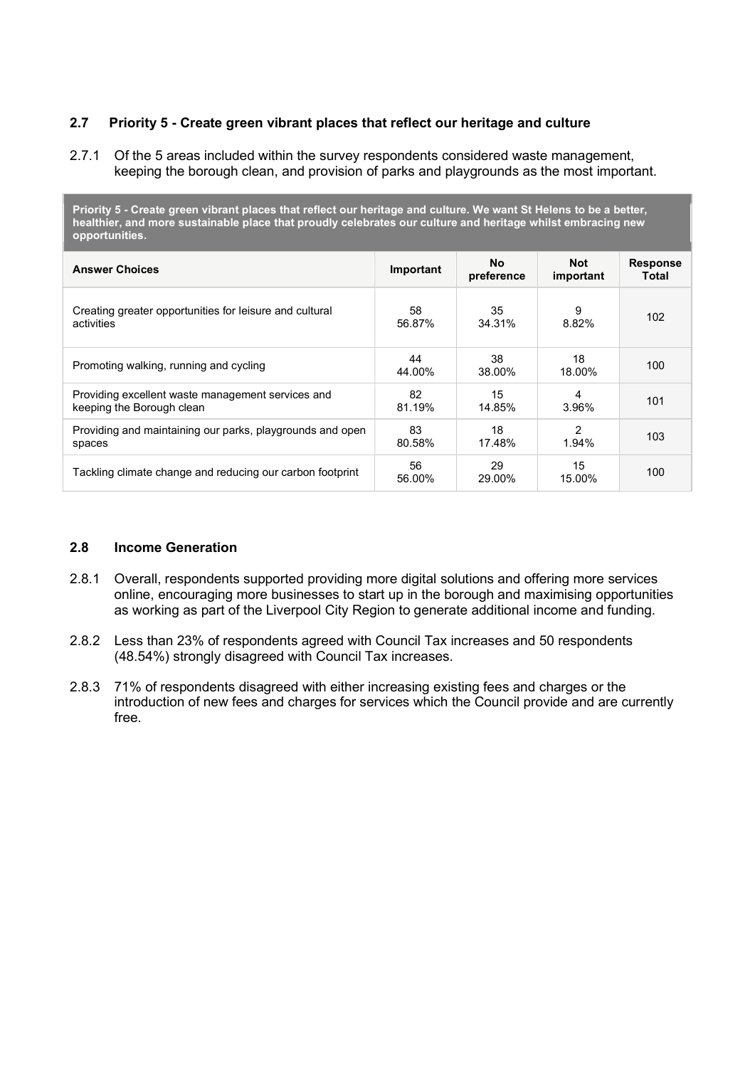### 2.7 Priority 5 - Create green vibrant places that reflect our heritage and culture

2.7.1 Of the 5 areas included within the survey respondents considered waste management, keeping the borough clean, and provision of parks and playgrounds as the most important.

| **Priority 5 - Create green vibrant places that reflect our heritage and culture. We want St Helens to be a better, healthier, and more sustainable place that proudly celebrates our culture and heritage whilst embracing new opportunities.** | | | | |
|---|---|---|---|---|
| **Answer Choices** | **Important** | **No preference** | **Not important** | **Response Total** |
| Creating greater opportunities for leisure and cultural activities | 58<br>56.87% | 35<br>34.31% | 9<br>8.82% | 102 |
| Promoting walking, running and cycling | 44<br>44.00% | 38<br>38.00% | 18<br>18.00% | 100 |
| Providing excellent waste management services and keeping the Borough clean | 82<br>81.19% | 15<br>14.85% | 4<br>3.96% | 101 |
| Providing and maintaining our parks, playgrounds and open spaces | 83<br>80.58% | 18<br>17.48% | 2<br>1.94% | 103 |
| Tackling climate change and reducing our carbon footprint | 56<br>56.00% | 29<br>29.00% | 15<br>15.00% | 100 |

### 2.8 Income Generation

2.8.1 Overall, respondents supported providing more digital solutions and offering more services online, encouraging more businesses to start up in the borough and maximising opportunities as working as part of the Liverpool City Region to generate additional income and funding.

2.8.2 Less than 23% of respondents agreed with Council Tax increases and 50 respondents (48.54%) strongly disagreed with Council Tax increases.

2.8.3 71% of respondents disagreed with either increasing existing fees and charges or the introduction of new fees and charges for services which the Council provide and are currently free.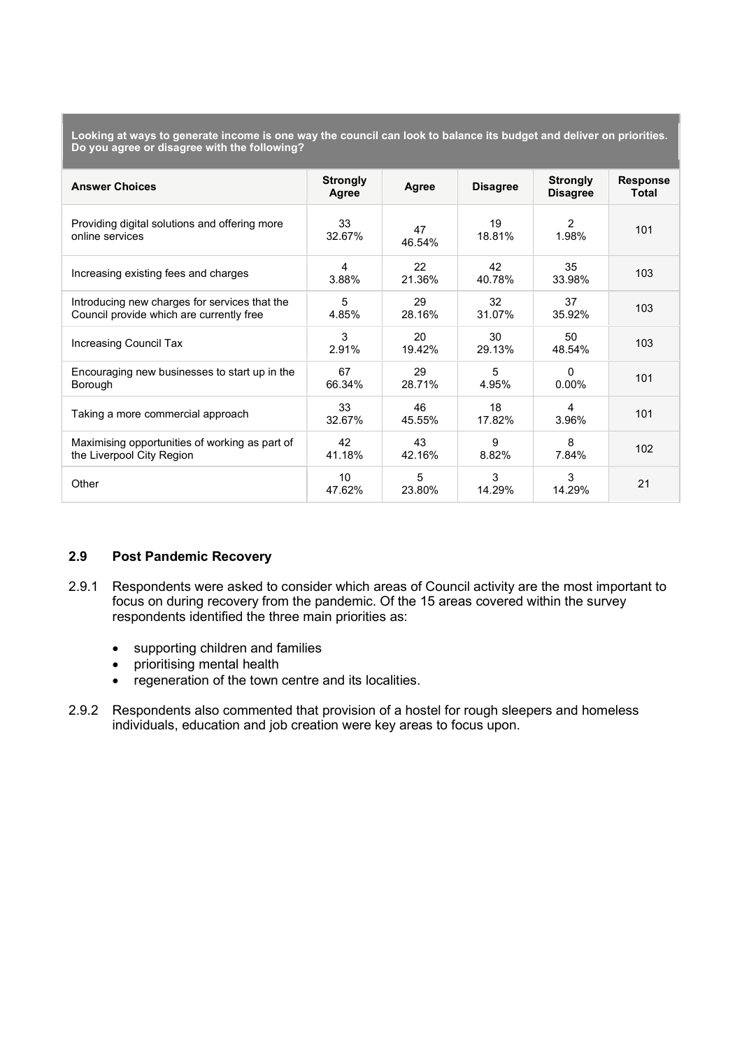| Looking at ways to generate income is one way the council can look to balance its budget and deliver on priorities. Do you agree or disagree with the following? | | | | | |
|---|---|---|---|---|---|
| **Answer Choices** | **Strongly Agree** | **Agree** | **Disagree** | **Strongly Disagree** | **Response Total** |
| Providing digital solutions and offering more online services | 33<br>32.67% | 47<br>46.54% | 19<br>18.81% | 2<br>1.98% | 101 |
| Increasing existing fees and charges | 4<br>3.88% | 22<br>21.36% | 42<br>40.78% | 35<br>33.98% | 103 |
| Introducing new charges for services that the Council provide which are currently free | 5<br>4.85% | 29<br>28.16% | 32<br>31.07% | 37<br>35.92% | 103 |
| Increasing Council Tax | 3<br>2.91% | 20<br>19.42% | 30<br>29.13% | 50<br>48.54% | 103 |
| Encouraging new businesses to start up in the Borough | 67<br>66.34% | 29<br>28.71% | 5<br>4.95% | 0<br>0.00% | 101 |
| Taking a more commercial approach | 33<br>32.67% | 46<br>45.55% | 18<br>17.82% | 4<br>3.96% | 101 |
| Maximising opportunities of working as part of the Liverpool City Region | 42<br>41.18% | 43<br>42.16% | 9<br>8.82% | 8<br>7.84% | 102 |
| Other | 10<br>47.62% | 5<br>23.80% | 3<br>14.29% | 3<br>14.29% | 21 |

## 2.9 Post Pandemic Recovery

2.9.1 Respondents were asked to consider which areas of Council activity are the most important to focus on during recovery from the pandemic. Of the 15 areas covered within the survey respondents identified the three main priorities as:

- supporting children and families
- prioritising mental health
- regeneration of the town centre and its localities.

2.9.2 Respondents also commented that provision of a hostel for rough sleepers and homeless individuals, education and job creation were key areas to focus upon.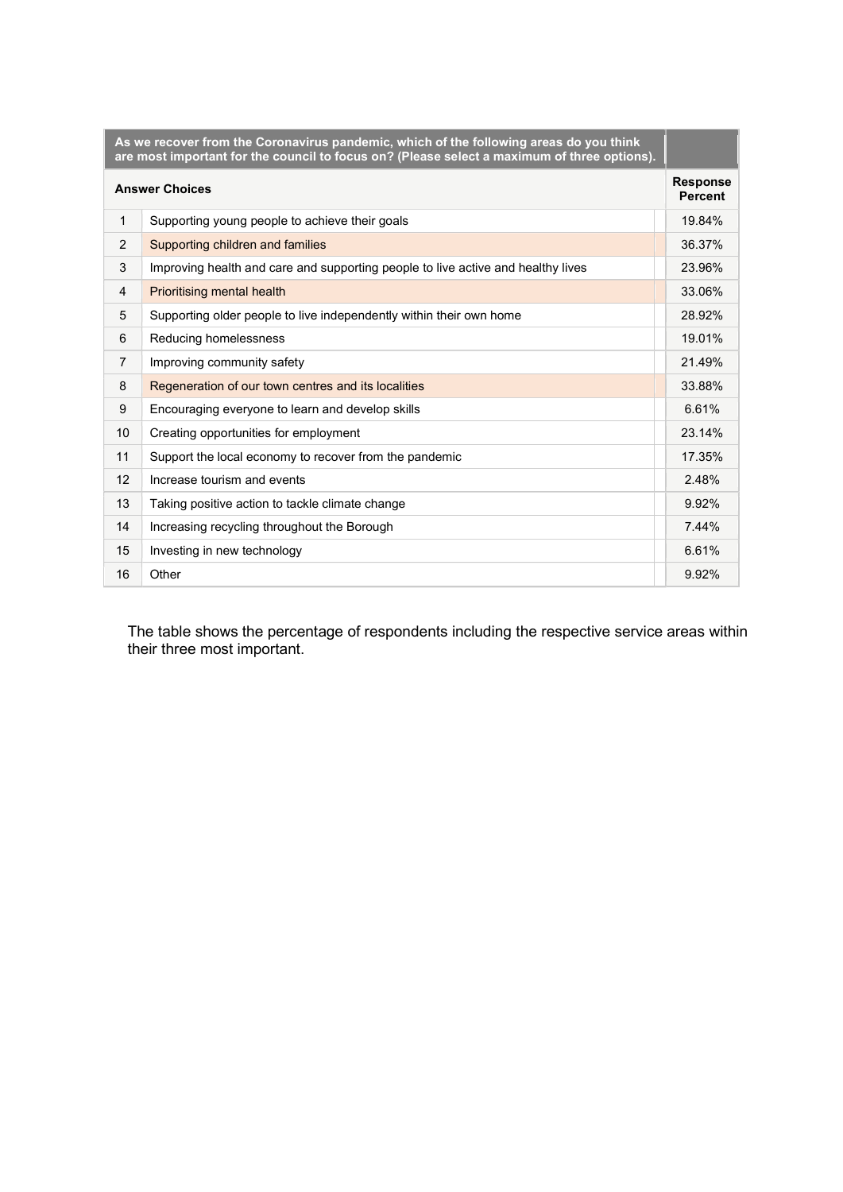| | As we recover from the Coronavirus pandemic, which of the following areas do you think are most important for the council to focus on? (Please select a maximum of three options). | |
|---|---|---|
| | **Answer Choices** | **Response Percent** |
| 1 | Supporting young people to achieve their goals | 19.84% |
| 2 | Supporting children and families | 36.37% |
| 3 | Improving health and care and supporting people to live active and healthy lives | 23.96% |
| 4 | Prioritising mental health | 33.06% |
| 5 | Supporting older people to live independently within their own home | 28.92% |
| 6 | Reducing homelessness | 19.01% |
| 7 | Improving community safety | 21.49% |
| 8 | Regeneration of our town centres and its localities | 33.88% |
| 9 | Encouraging everyone to learn and develop skills | 6.61% |
| 10 | Creating opportunities for employment | 23.14% |
| 11 | Support the local economy to recover from the pandemic | 17.35% |
| 12 | Increase tourism and events | 2.48% |
| 13 | Taking positive action to tackle climate change | 9.92% |
| 14 | Increasing recycling throughout the Borough | 7.44% |
| 15 | Investing in new technology | 6.61% |
| 16 | Other | 9.92% |

The table shows the percentage of respondents including the respective service areas within their three most important.